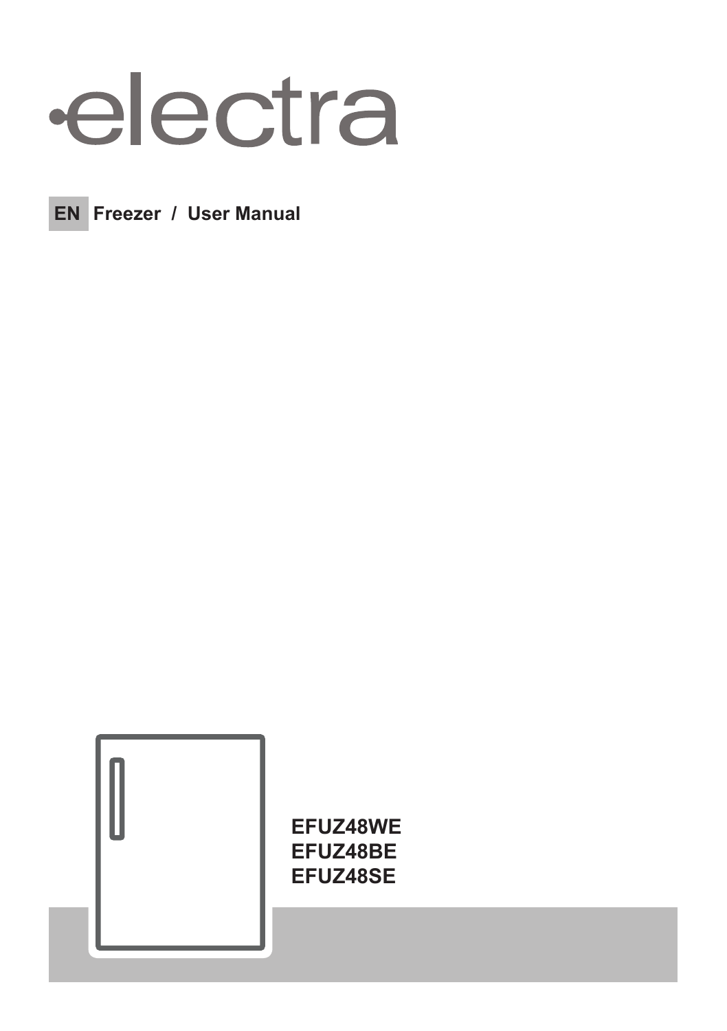# electra

**EN** **Freezer / User Manual**

**EFUZ48WE**
**EFUZ48BE**
**EFUZ48SE**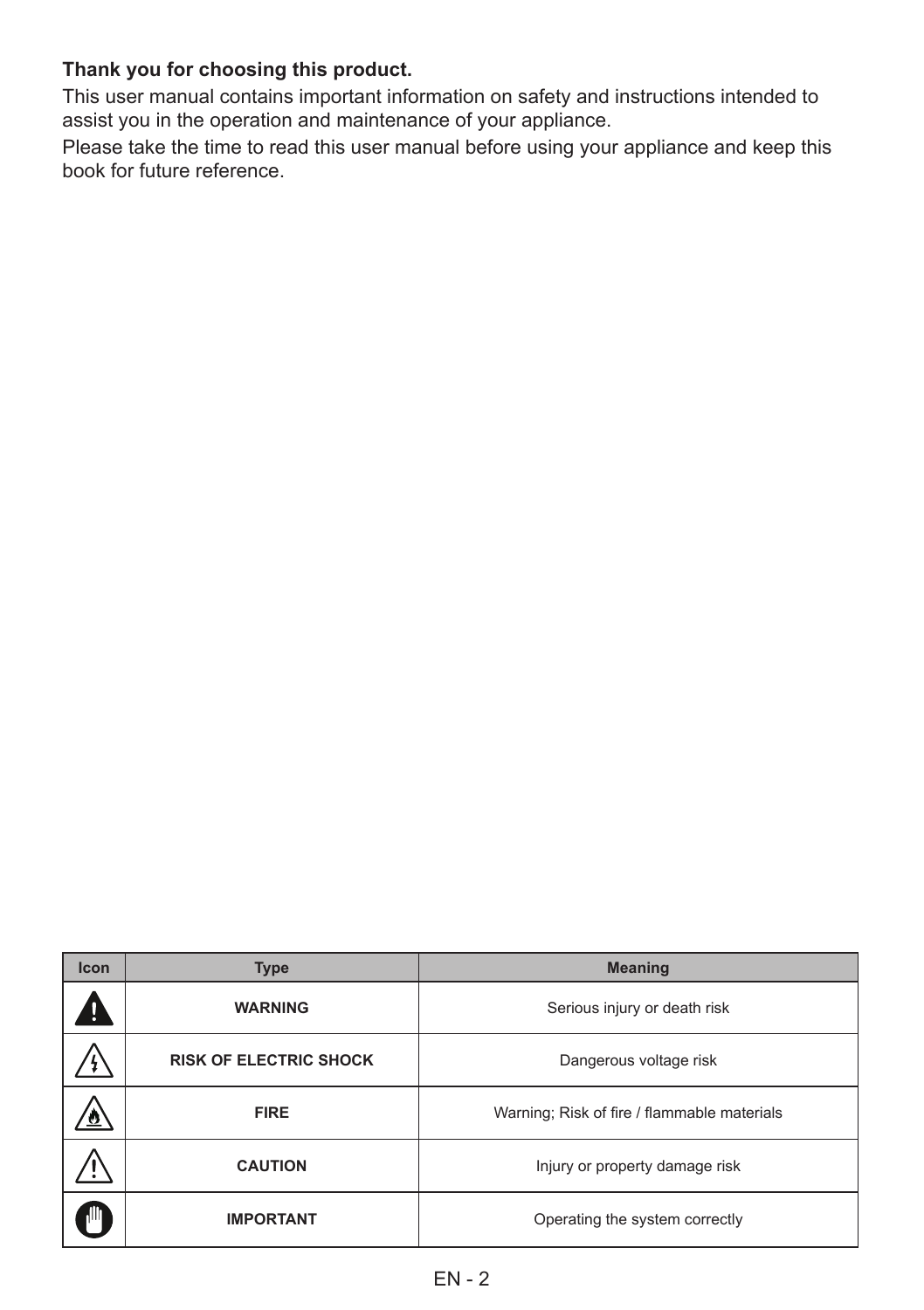**Thank you for choosing this product.**

This user manual contains important information on safety and instructions intended to assist you in the operation and maintenance of your appliance.

Please take the time to read this user manual before using your appliance and keep this book for future reference.

| Icon | Type | Meaning |
|---|---|---|
| | **WARNING** | Serious injury or death risk |
| | **RISK OF ELECTRIC SHOCK** | Dangerous voltage risk |
| | **FIRE** | Warning; Risk of fire / flammable materials |
| | **CAUTION** | Injury or property damage risk |
| | **IMPORTANT** | Operating the system correctly |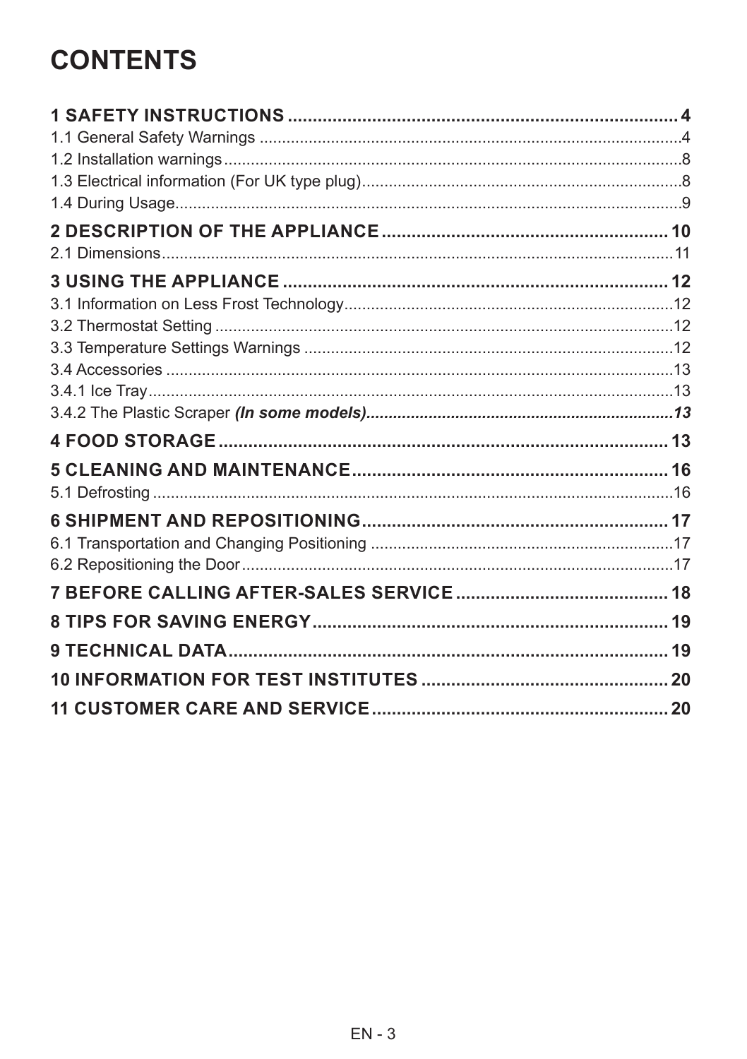# CONTENTS

**1 SAFETY INSTRUCTIONS ............................................................................ 4**

1.1 General Safety Warnings ..............................................................................4

1.2 Installation warnings......................................................................................8

1.3 Electrical information (For UK type plug)........................................................8

1.4 During Usage.................................................................................................9

**2 DESCRIPTION OF THE APPLIANCE ........................................................ 10**

2.1 Dimensions..................................................................................................11

**3 USING THE APPLIANCE ............................................................................ 12**

3.1 Information on Less Frost Technology.........................................................12

3.2 Thermostat Setting .......................................................................................12

3.3 Temperature Settings Warnings ..................................................................12

3.4 Accessories ..................................................................................................13

3.4.1 Ice Tray......................................................................................................13

3.4.2 The Plastic Scraper ***(In some models)......................................................13***

**4 FOOD STORAGE ........................................................................................ 13**

**5 CLEANING AND MAINTENANCE.............................................................. 16**

5.1 Defrosting .....................................................................................................16

**6 SHIPMENT AND REPOSITIONING............................................................ 17**

6.1 Transportation and Changing Positioning ....................................................17

6.2 Repositioning the Door.................................................................................17

**7 BEFORE CALLING AFTER-SALES SERVICE ......................................... 18**

**8 TIPS FOR SAVING ENERGY..................................................................... 19**

**9 TECHNICAL DATA...................................................................................... 19**

**10 INFORMATION FOR TEST INSTITUTES ................................................ 20**

**11 CUSTOMER CARE AND SERVICE.......................................................... 20**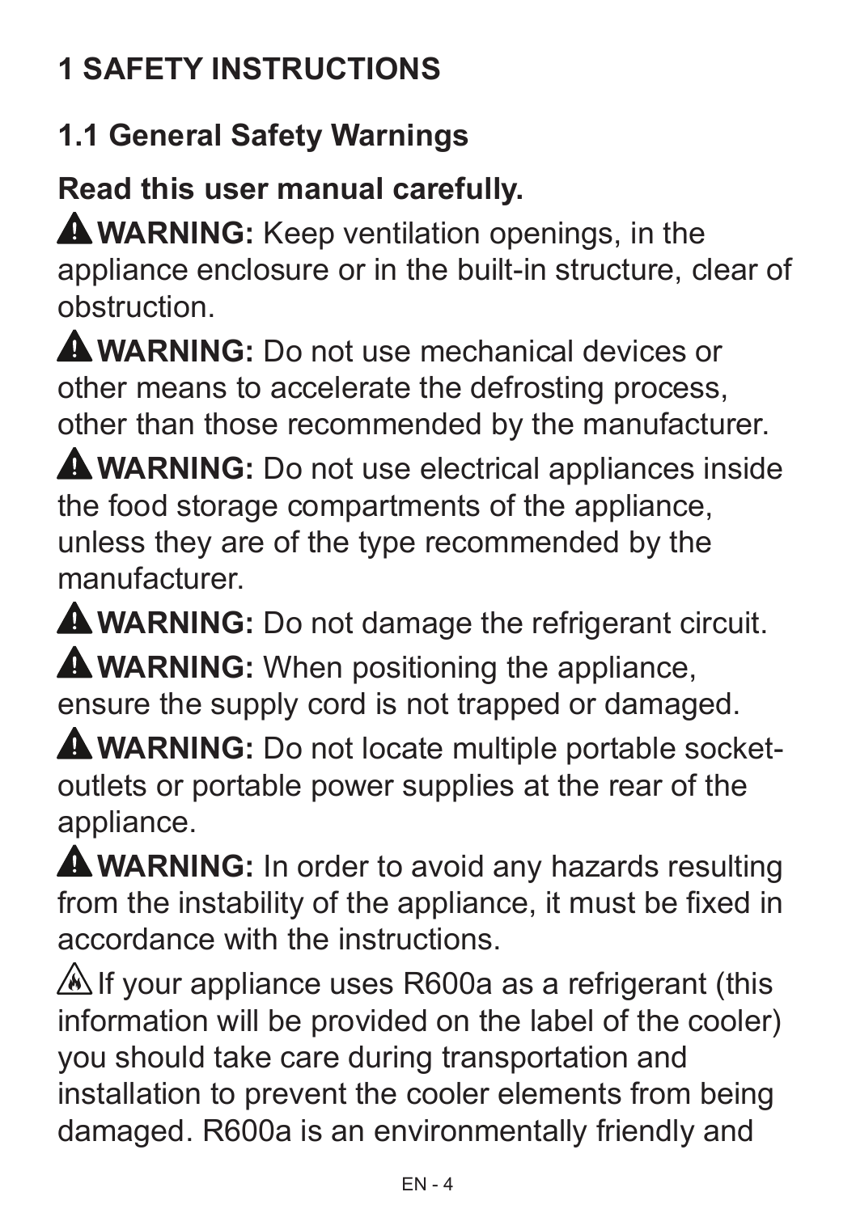# 1 SAFETY INSTRUCTIONS

## 1.1 General Safety Warnings

**Read this user manual carefully.**

⚠ **WARNING:** Keep ventilation openings, in the appliance enclosure or in the built-in structure, clear of obstruction.

⚠ **WARNING:** Do not use mechanical devices or other means to accelerate the defrosting process, other than those recommended by the manufacturer.

⚠ **WARNING:** Do not use electrical appliances inside the food storage compartments of the appliance, unless they are of the type recommended by the manufacturer.

⚠ **WARNING:** Do not damage the refrigerant circuit.

⚠ **WARNING:** When positioning the appliance, ensure the supply cord is not trapped or damaged.

⚠ **WARNING:** Do not locate multiple portable socket-outlets or portable power supplies at the rear of the appliance.

⚠ **WARNING:** In order to avoid any hazards resulting from the instability of the appliance, it must be fixed in accordance with the instructions.

⚠ If your appliance uses R600a as a refrigerant (this information will be provided on the label of the cooler) you should take care during transportation and installation to prevent the cooler elements from being damaged. R600a is an environmentally friendly and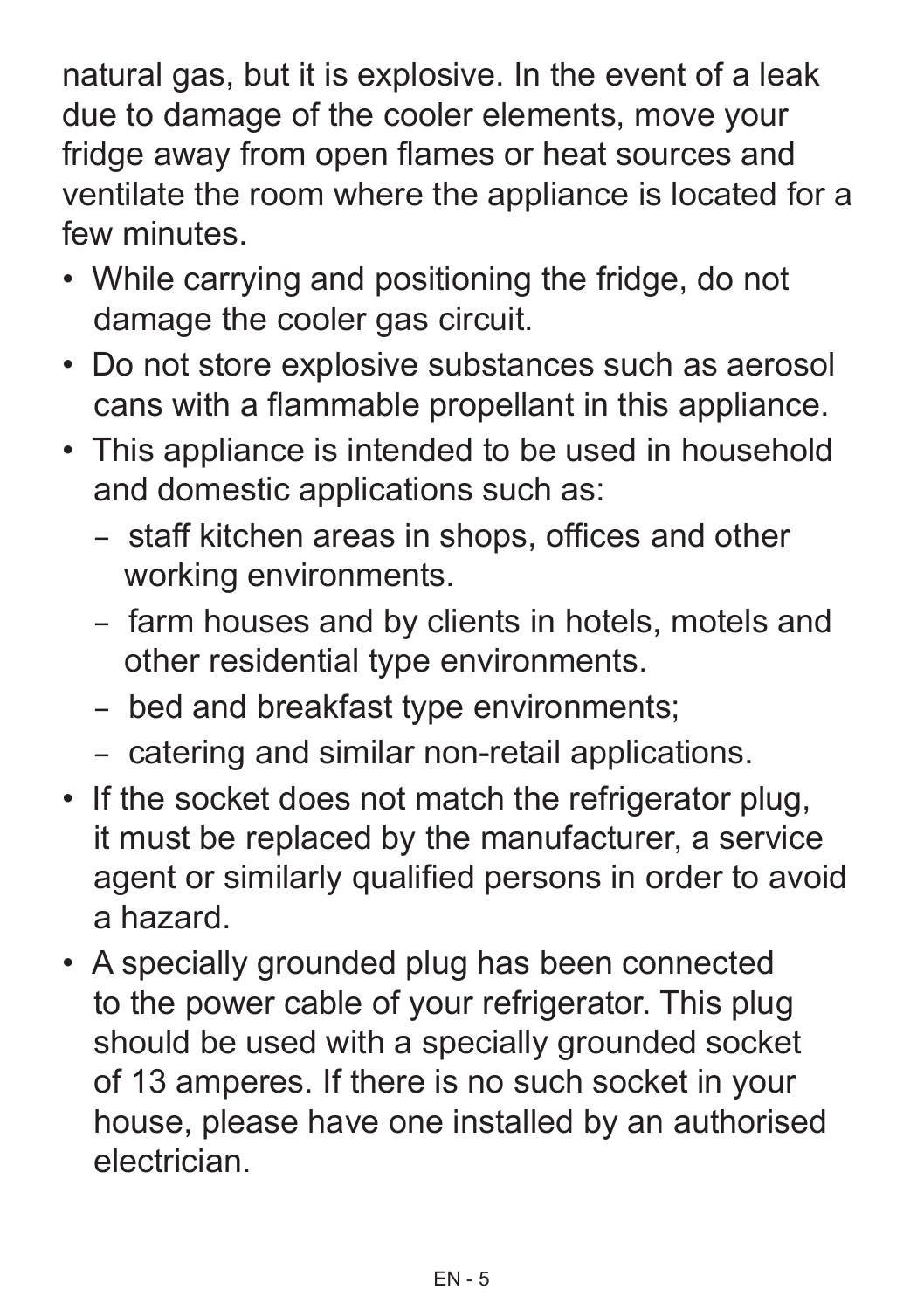natural gas, but it is explosive. In the event of a leak due to damage of the cooler elements, move your fridge away from open flames or heat sources and ventilate the room where the appliance is located for a few minutes.

- While carrying and positioning the fridge, do not damage the cooler gas circuit.
- Do not store explosive substances such as aerosol cans with a flammable propellant in this appliance.
- This appliance is intended to be used in household and domestic applications such as:
  - staff kitchen areas in shops, offices and other working environments.
  - farm houses and by clients in hotels, motels and other residential type environments.
  - bed and breakfast type environments;
  - catering and similar non-retail applications.
- If the socket does not match the refrigerator plug, it must be replaced by the manufacturer, a service agent or similarly qualified persons in order to avoid a hazard.
- A specially grounded plug has been connected to the power cable of your refrigerator. This plug should be used with a specially grounded socket of 13 amperes. If there is no such socket in your house, please have one installed by an authorised electrician.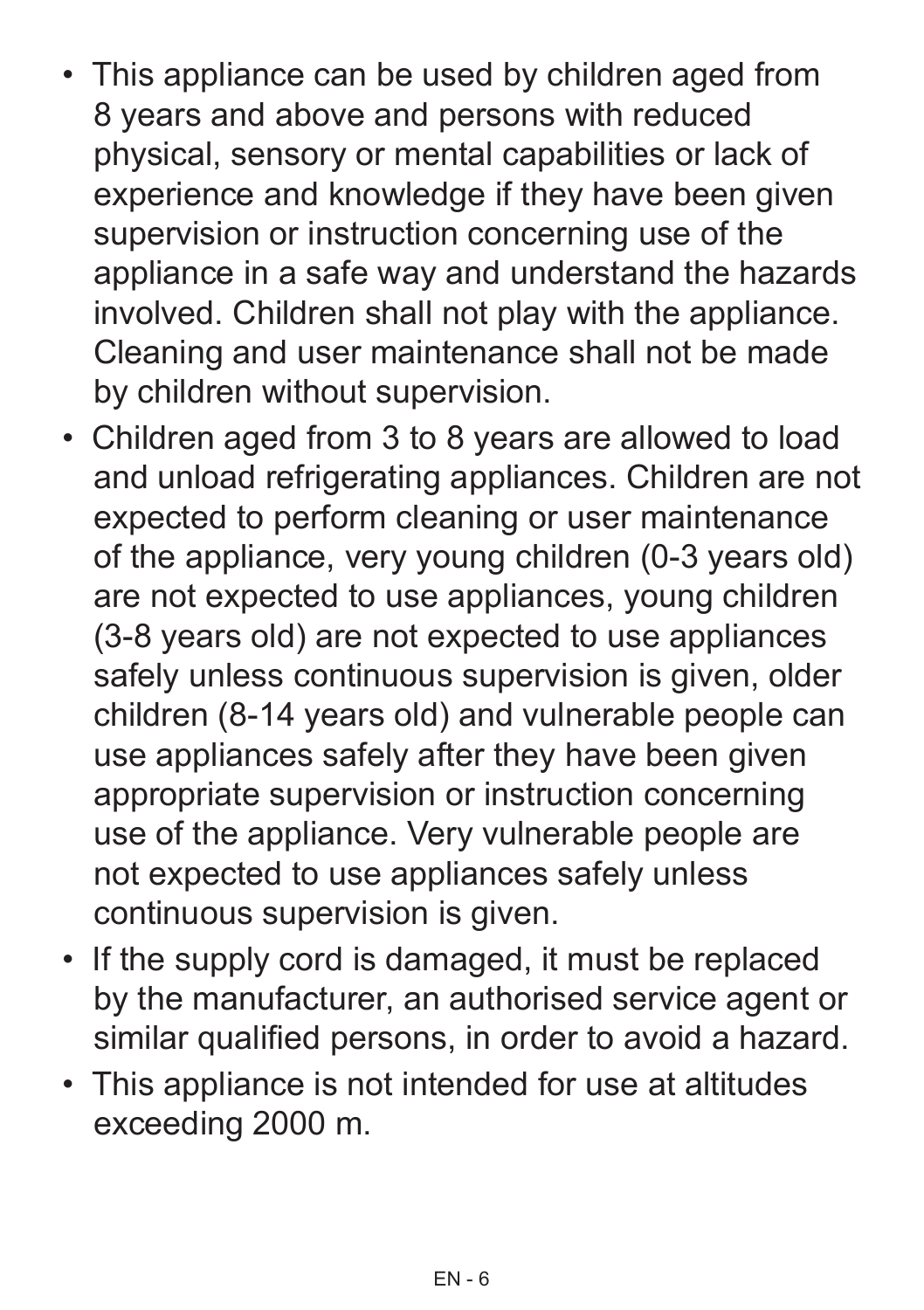- This appliance can be used by children aged from 8 years and above and persons with reduced physical, sensory or mental capabilities or lack of experience and knowledge if they have been given supervision or instruction concerning use of the appliance in a safe way and understand the hazards involved. Children shall not play with the appliance. Cleaning and user maintenance shall not be made by children without supervision.
- Children aged from 3 to 8 years are allowed to load and unload refrigerating appliances. Children are not expected to perform cleaning or user maintenance of the appliance, very young children (0-3 years old) are not expected to use appliances, young children (3-8 years old) are not expected to use appliances safely unless continuous supervision is given, older children (8-14 years old) and vulnerable people can use appliances safely after they have been given appropriate supervision or instruction concerning use of the appliance. Very vulnerable people are not expected to use appliances safely unless continuous supervision is given.
- If the supply cord is damaged, it must be replaced by the manufacturer, an authorised service agent or similar qualified persons, in order to avoid a hazard.
- This appliance is not intended for use at altitudes exceeding 2000 m.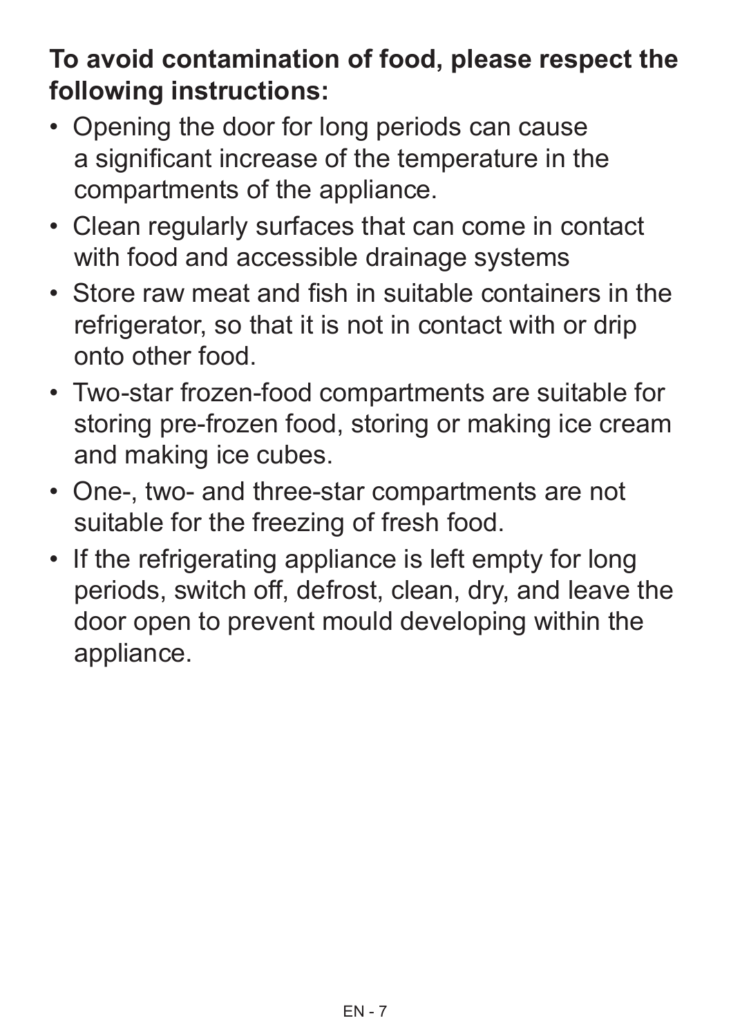**To avoid contamination of food, please respect the following instructions:**

- Opening the door for long periods can cause a significant increase of the temperature in the compartments of the appliance.
- Clean regularly surfaces that can come in contact with food and accessible drainage systems
- Store raw meat and fish in suitable containers in the refrigerator, so that it is not in contact with or drip onto other food.
- Two-star frozen-food compartments are suitable for storing pre-frozen food, storing or making ice cream and making ice cubes.
- One-, two- and three-star compartments are not suitable for the freezing of fresh food.
- If the refrigerating appliance is left empty for long periods, switch off, defrost, clean, dry, and leave the door open to prevent mould developing within the appliance.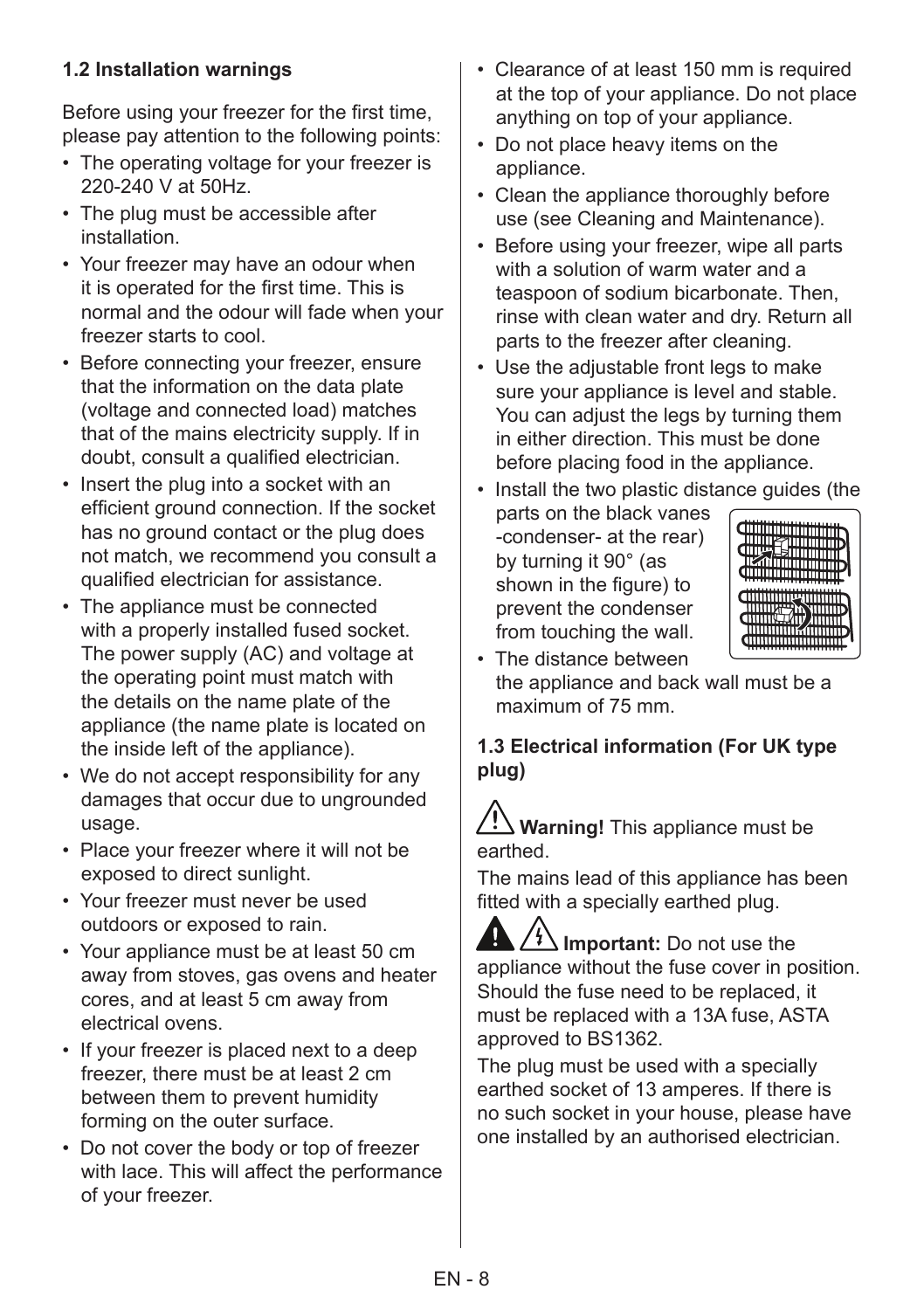### 1.2 Installation warnings

Before using your freezer for the first time, please pay attention to the following points:

- The operating voltage for your freezer is 220-240 V at 50Hz.
- The plug must be accessible after installation.
- Your freezer may have an odour when it is operated for the first time. This is normal and the odour will fade when your freezer starts to cool.
- Before connecting your freezer, ensure that the information on the data plate (voltage and connected load) matches that of the mains electricity supply. If in doubt, consult a qualified electrician.
- Insert the plug into a socket with an efficient ground connection. If the socket has no ground contact or the plug does not match, we recommend you consult a qualified electrician for assistance.
- The appliance must be connected with a properly installed fused socket. The power supply (AC) and voltage at the operating point must match with the details on the name plate of the appliance (the name plate is located on the inside left of the appliance).
- We do not accept responsibility for any damages that occur due to ungrounded usage.
- Place your freezer where it will not be exposed to direct sunlight.
- Your freezer must never be used outdoors or exposed to rain.
- Your appliance must be at least 50 cm away from stoves, gas ovens and heater cores, and at least 5 cm away from electrical ovens.
- If your freezer is placed next to a deep freezer, there must be at least 2 cm between them to prevent humidity forming on the outer surface.
- Do not cover the body or top of freezer with lace. This will affect the performance of your freezer.
- Clearance of at least 150 mm is required at the top of your appliance. Do not place anything on top of your appliance.
- Do not place heavy items on the appliance.
- Clean the appliance thoroughly before use (see Cleaning and Maintenance).
- Before using your freezer, wipe all parts with a solution of warm water and a teaspoon of sodium bicarbonate. Then, rinse with clean water and dry. Return all parts to the freezer after cleaning.
- Use the adjustable front legs to make sure your appliance is level and stable. You can adjust the legs by turning them in either direction. This must be done before placing food in the appliance.
- Install the two plastic distance guides (the parts on the black vanes -condenser- at the rear) by turning it 90° (as shown in the figure) to prevent the condenser from touching the wall.
- The distance between the appliance and back wall must be a maximum of 75 mm.

### 1.3 Electrical information (For UK type plug)

**Warning!** This appliance must be earthed.

The mains lead of this appliance has been fitted with a specially earthed plug.

**Important:** Do not use the appliance without the fuse cover in position. Should the fuse need to be replaced, it must be replaced with a 13A fuse, ASTA approved to BS1362.

The plug must be used with a specially earthed socket of 13 amperes. If there is no such socket in your house, please have one installed by an authorised electrician.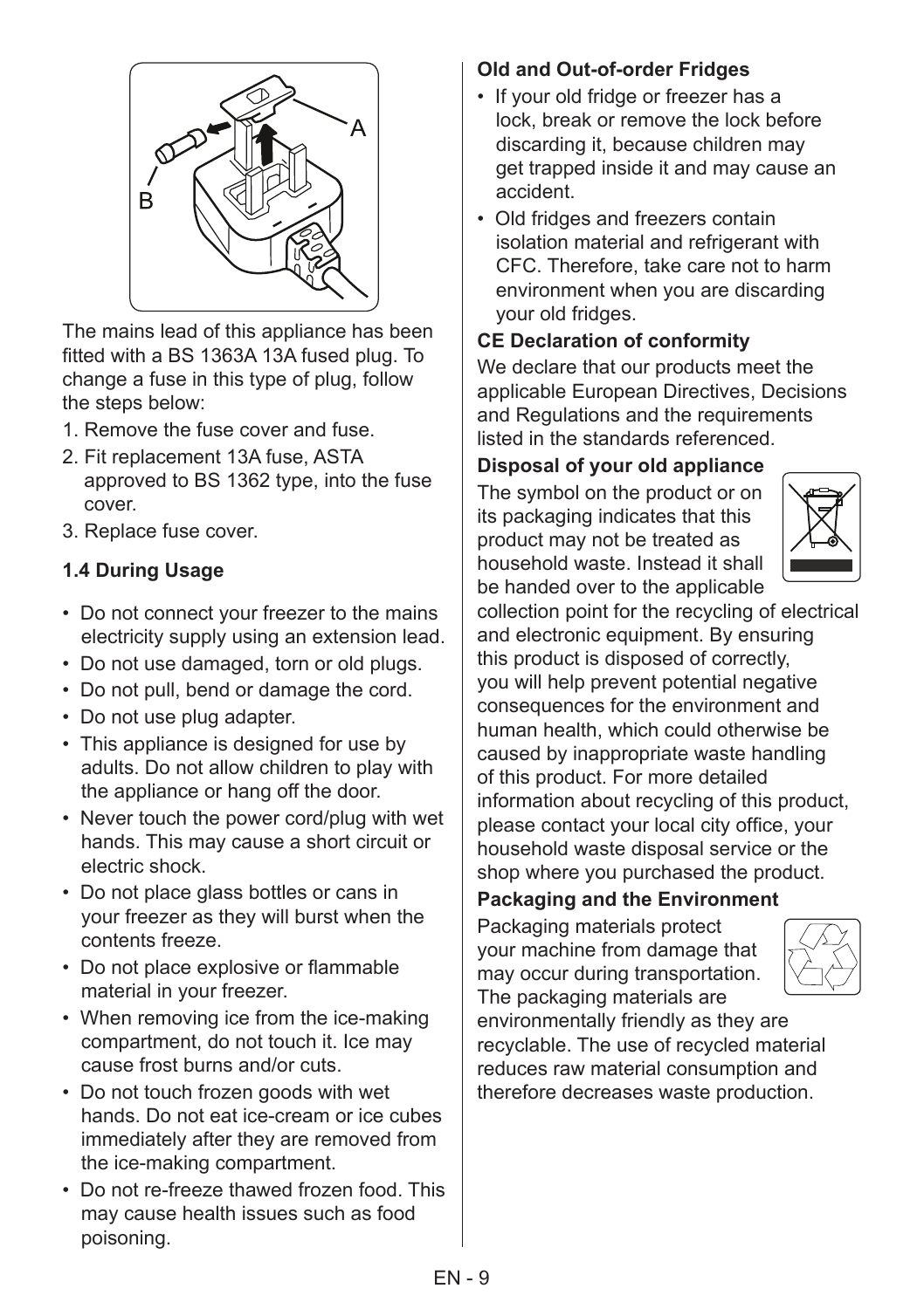The mains lead of this appliance has been fitted with a BS 1363A 13A fused plug. To change a fuse in this type of plug, follow the steps below:

1. Remove the fuse cover and fuse.
2. Fit replacement 13A fuse, ASTA approved to BS 1362 type, into the fuse cover.
3. Replace fuse cover.

### 1.4 During Usage

- Do not connect your freezer to the mains electricity supply using an extension lead.
- Do not use damaged, torn or old plugs.
- Do not pull, bend or damage the cord.
- Do not use plug adapter.
- This appliance is designed for use by adults. Do not allow children to play with the appliance or hang off the door.
- Never touch the power cord/plug with wet hands. This may cause a short circuit or electric shock.
- Do not place glass bottles or cans in your freezer as they will burst when the contents freeze.
- Do not place explosive or flammable material in your freezer.
- When removing ice from the ice-making compartment, do not touch it. Ice may cause frost burns and/or cuts.
- Do not touch frozen goods with wet hands. Do not eat ice-cream or ice cubes immediately after they are removed from the ice-making compartment.
- Do not re-freeze thawed frozen food. This may cause health issues such as food poisoning.

**Old and Out-of-order Fridges**

- If your old fridge or freezer has a lock, break or remove the lock before discarding it, because children may get trapped inside it and may cause an accident.
- Old fridges and freezers contain isolation material and refrigerant with CFC. Therefore, take care not to harm environment when you are discarding your old fridges.

**CE Declaration of conformity**

We declare that our products meet the applicable European Directives, Decisions and Regulations and the requirements listed in the standards referenced.

**Disposal of your old appliance**

The symbol on the product or on its packaging indicates that this product may not be treated as household waste. Instead it shall be handed over to the applicable collection point for the recycling of electrical and electronic equipment. By ensuring this product is disposed of correctly, you will help prevent potential negative consequences for the environment and human health, which could otherwise be caused by inappropriate waste handling of this product. For more detailed information about recycling of this product, please contact your local city office, your household waste disposal service or the shop where you purchased the product.

**Packaging and the Environment**

Packaging materials protect your machine from damage that may occur during transportation. The packaging materials are environmentally friendly as they are recyclable. The use of recycled material reduces raw material consumption and therefore decreases waste production.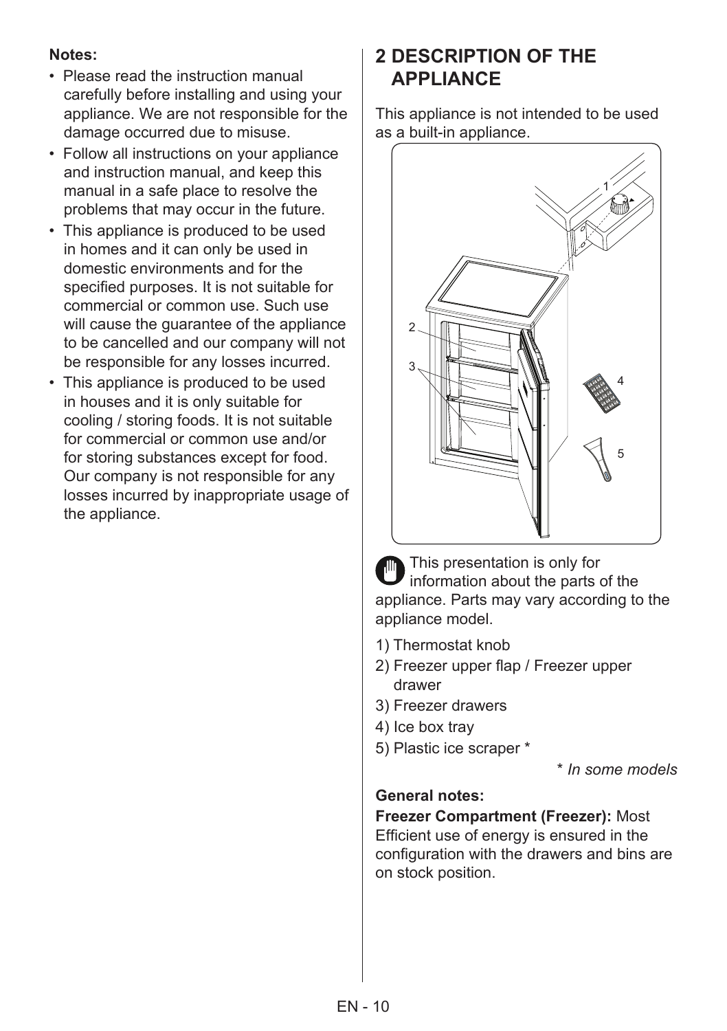**Notes:**

- Please read the instruction manual carefully before installing and using your appliance. We are not responsible for the damage occurred due to misuse.
- Follow all instructions on your appliance and instruction manual, and keep this manual in a safe place to resolve the problems that may occur in the future.
- This appliance is produced to be used in homes and it can only be used in domestic environments and for the specified purposes. It is not suitable for commercial or common use. Such use will cause the guarantee of the appliance to be cancelled and our company will not be responsible for any losses incurred.
- This appliance is produced to be used in houses and it is only suitable for cooling / storing foods. It is not suitable for commercial or common use and/or for storing substances except for food. Our company is not responsible for any losses incurred by inappropriate usage of the appliance.

## 2 DESCRIPTION OF THE APPLIANCE

This appliance is not intended to be used as a built-in appliance.

This presentation is only for information about the parts of the appliance. Parts may vary according to the appliance model.

1) Thermostat knob
2) Freezer upper flap / Freezer upper drawer
3) Freezer drawers
4) Ice box tray
5) Plastic ice scraper *

*\* In some models*

**General notes:**

**Freezer Compartment (Freezer):** Most Efficient use of energy is ensured in the configuration with the drawers and bins are on stock position.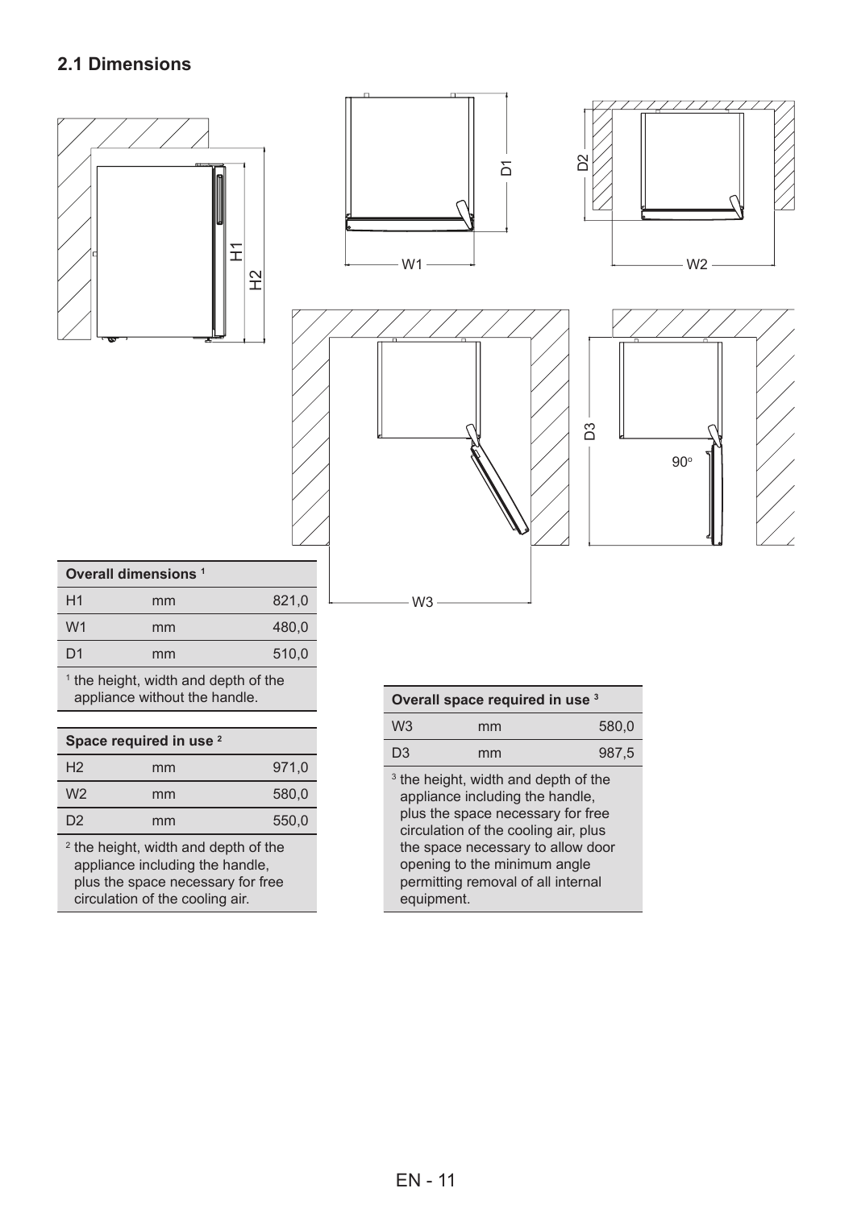## 2.1 Dimensions

| Overall dimensions [1] | | |
|---|---|---|
| H1 | mm | 821,0 |
| W1 | mm | 480,0 |
| D1 | mm | 510,0 |

[1] the height, width and depth of the appliance without the handle.

| Space required in use [2] | | |
|---|---|---|
| H2 | mm | 971,0 |
| W2 | mm | 580,0 |
| D2 | mm | 550,0 |

[2] the height, width and depth of the appliance including the handle, plus the space necessary for free circulation of the cooling air.

| Overall space required in use [3] | | |
|---|---|---|
| W3 | mm | 580,0 |
| D3 | mm | 987,5 |

[3] the height, width and depth of the appliance including the handle, plus the space necessary for free circulation of the cooling air, plus the space necessary to allow door opening to the minimum angle permitting removal of all internal equipment.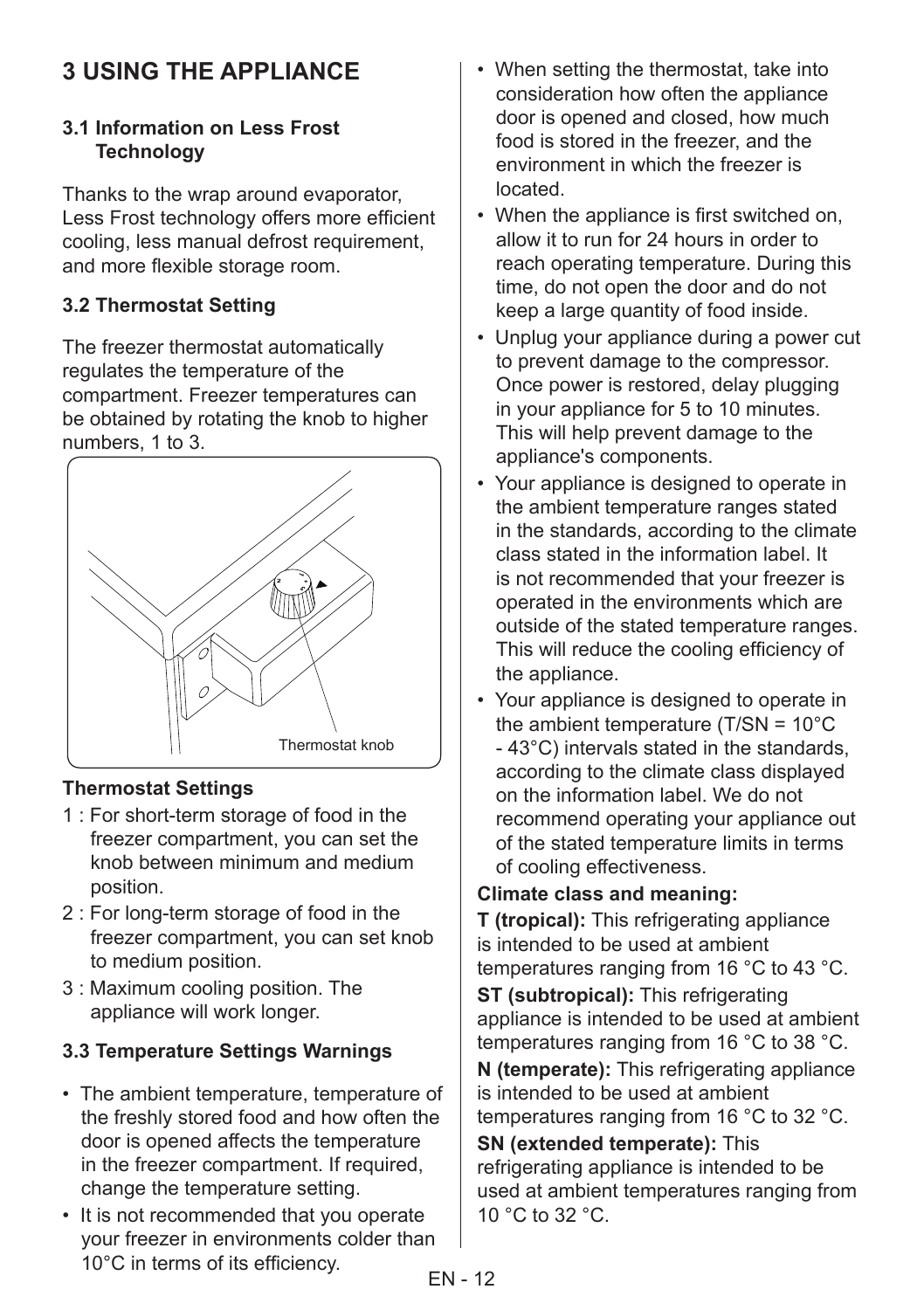# 3 USING THE APPLIANCE

### 3.1 Information on Less Frost Technology

Thanks to the wrap around evaporator, Less Frost technology offers more efficient cooling, less manual defrost requirement, and more flexible storage room.

### 3.2 Thermostat Setting

The freezer thermostat automatically regulates the temperature of the compartment. Freezer temperatures can be obtained by rotating the knob to higher numbers, 1 to 3.

Thermostat knob

**Thermostat Settings**

1 : For short-term storage of food in the freezer compartment, you can set the knob between minimum and medium position.

2 : For long-term storage of food in the freezer compartment, you can set knob to medium position.

3 : Maximum cooling position. The appliance will work longer.

### 3.3 Temperature Settings Warnings

- The ambient temperature, temperature of the freshly stored food and how often the door is opened affects the temperature in the freezer compartment. If required, change the temperature setting.
- It is not recommended that you operate your freezer in environments colder than 10°C in terms of its efficiency.
- When setting the thermostat, take into consideration how often the appliance door is opened and closed, how much food is stored in the freezer, and the environment in which the freezer is located.
- When the appliance is first switched on, allow it to run for 24 hours in order to reach operating temperature. During this time, do not open the door and do not keep a large quantity of food inside.
- Unplug your appliance during a power cut to prevent damage to the compressor. Once power is restored, delay plugging in your appliance for 5 to 10 minutes. This will help prevent damage to the appliance's components.
- Your appliance is designed to operate in the ambient temperature ranges stated in the standards, according to the climate class stated in the information label. It is not recommended that your freezer is operated in the environments which are outside of the stated temperature ranges. This will reduce the cooling efficiency of the appliance.
- Your appliance is designed to operate in the ambient temperature (T/SN = 10°C - 43°C) intervals stated in the standards, according to the climate class displayed on the information label. We do not recommend operating your appliance out of the stated temperature limits in terms of cooling effectiveness.

**Climate class and meaning:**

**T (tropical):** This refrigerating appliance is intended to be used at ambient temperatures ranging from 16 °C to 43 °C.

**ST (subtropical):** This refrigerating appliance is intended to be used at ambient temperatures ranging from 16 °C to 38 °C.

**N (temperate):** This refrigerating appliance is intended to be used at ambient temperatures ranging from 16 °C to 32 °C.

**SN (extended temperate):** This refrigerating appliance is intended to be used at ambient temperatures ranging from 10 °C to 32 °C.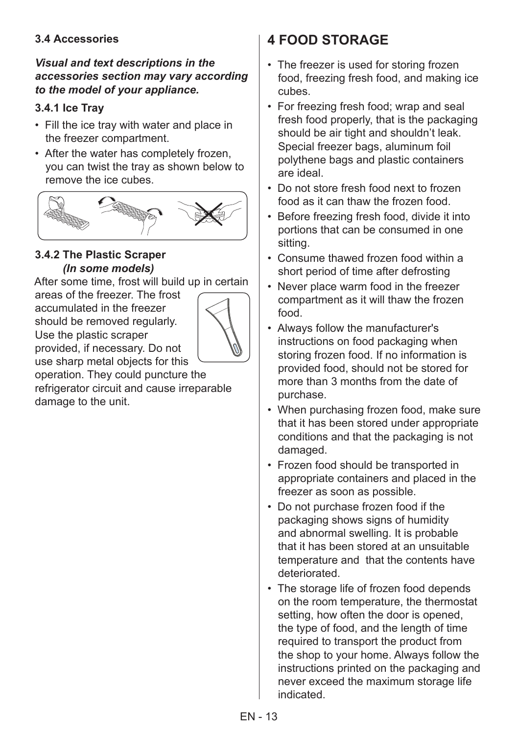### 3.4 Accessories

***Visual and text descriptions in the accessories section may vary according to the model of your appliance.***

#### 3.4.1 Ice Tray

- Fill the ice tray with water and place in the freezer compartment.
- After the water has completely frozen, you can twist the tray as shown below to remove the ice cubes.

#### 3.4.2 The Plastic Scraper *(In some models)*

After some time, frost will build up in certain areas of the freezer. The frost accumulated in the freezer should be removed regularly. Use the plastic scraper provided, if necessary. Do not use sharp metal objects for this operation. They could puncture the refrigerator circuit and cause irreparable damage to the unit.

## 4 FOOD STORAGE

- The freezer is used for storing frozen food, freezing fresh food, and making ice cubes.
- For freezing fresh food; wrap and seal fresh food properly, that is the packaging should be air tight and shouldn't leak. Special freezer bags, aluminum foil polythene bags and plastic containers are ideal.
- Do not store fresh food next to frozen food as it can thaw the frozen food.
- Before freezing fresh food, divide it into portions that can be consumed in one sitting.
- Consume thawed frozen food within a short period of time after defrosting
- Never place warm food in the freezer compartment as it will thaw the frozen food.
- Always follow the manufacturer's instructions on food packaging when storing frozen food. If no information is provided food, should not be stored for more than 3 months from the date of purchase.
- When purchasing frozen food, make sure that it has been stored under appropriate conditions and that the packaging is not damaged.
- Frozen food should be transported in appropriate containers and placed in the freezer as soon as possible.
- Do not purchase frozen food if the packaging shows signs of humidity and abnormal swelling. It is probable that it has been stored at an unsuitable temperature and that the contents have deteriorated.
- The storage life of frozen food depends on the room temperature, the thermostat setting, how often the door is opened, the type of food, and the length of time required to transport the product from the shop to your home. Always follow the instructions printed on the packaging and never exceed the maximum storage life indicated.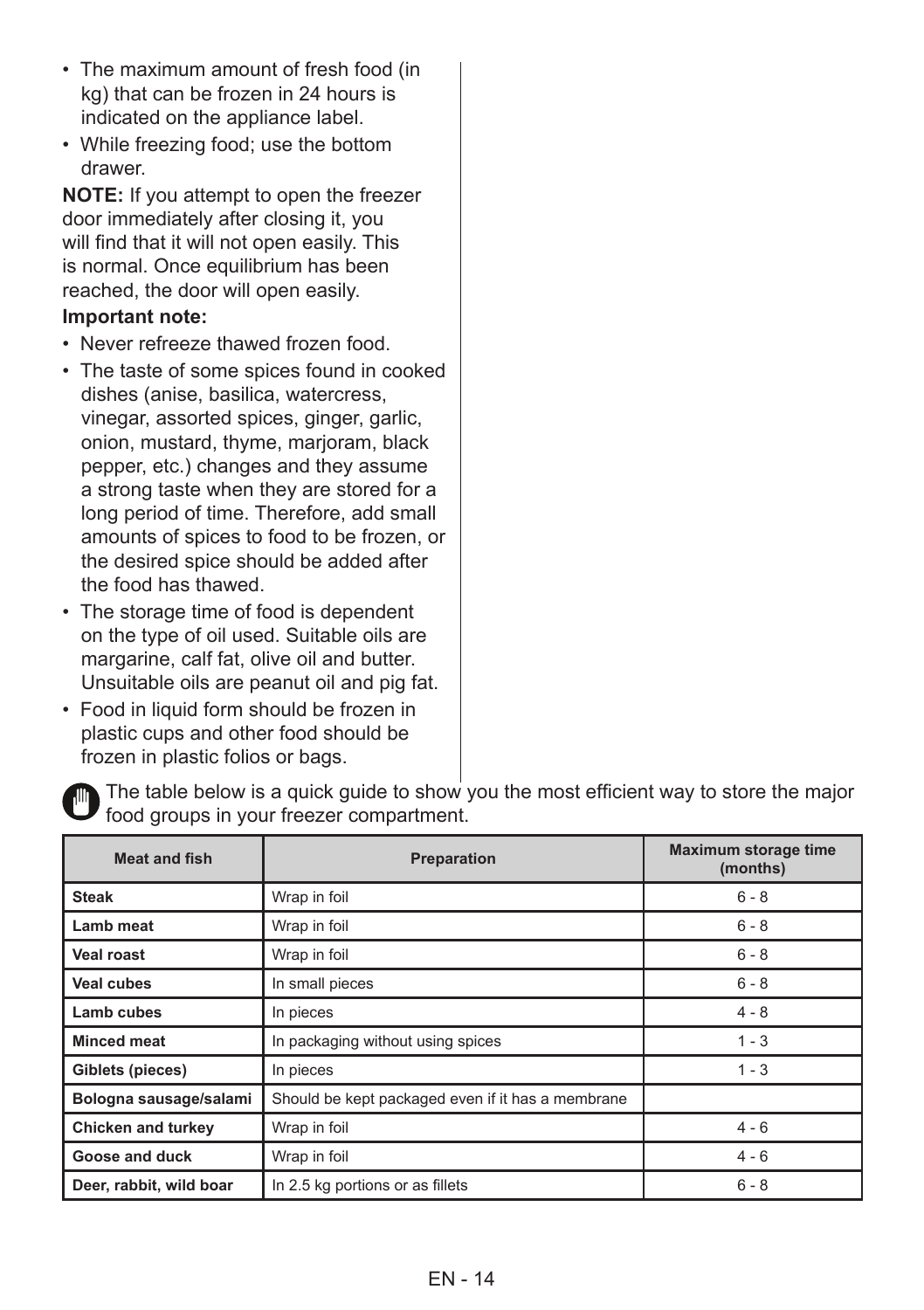- The maximum amount of fresh food (in kg) that can be frozen in 24 hours is indicated on the appliance label.
- While freezing food; use the bottom drawer.

**NOTE:** If you attempt to open the freezer door immediately after closing it, you will find that it will not open easily. This is normal. Once equilibrium has been reached, the door will open easily.

**Important note:**

- Never refreeze thawed frozen food.
- The taste of some spices found in cooked dishes (anise, basilica, watercress, vinegar, assorted spices, ginger, garlic, onion, mustard, thyme, marjoram, black pepper, etc.) changes and they assume a strong taste when they are stored for a long period of time. Therefore, add small amounts of spices to food to be frozen, or the desired spice should be added after the food has thawed.
- The storage time of food is dependent on the type of oil used. Suitable oils are margarine, calf fat, olive oil and butter. Unsuitable oils are peanut oil and pig fat.
- Food in liquid form should be frozen in plastic cups and other food should be frozen in plastic folios or bags.

The table below is a quick guide to show you the most efficient way to store the major food groups in your freezer compartment.

| Meat and fish | Preparation | Maximum storage time (months) |
|---|---|---|
| **Steak** | Wrap in foil | 6 - 8 |
| **Lamb meat** | Wrap in foil | 6 - 8 |
| **Veal roast** | Wrap in foil | 6 - 8 |
| **Veal cubes** | In small pieces | 6 - 8 |
| **Lamb cubes** | In pieces | 4 - 8 |
| **Minced meat** | In packaging without using spices | 1 - 3 |
| **Giblets (pieces)** | In pieces | 1 - 3 |
| **Bologna sausage/salami** | Should be kept packaged even if it has a membrane | |
| **Chicken and turkey** | Wrap in foil | 4 - 6 |
| **Goose and duck** | Wrap in foil | 4 - 6 |
| **Deer, rabbit, wild boar** | In 2.5 kg portions or as fillets | 6 - 8 |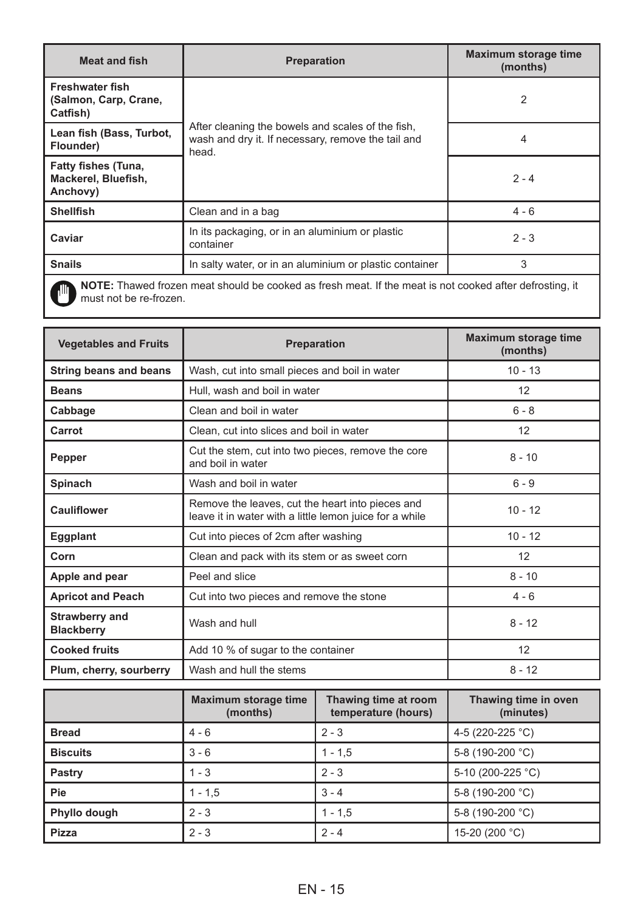| Meat and fish | Preparation | Maximum storage time (months) |
|---|---|---|
| Freshwater fish (Salmon, Carp, Crane, Catfish) | After cleaning the bowels and scales of the fish, wash and dry it. If necessary, remove the tail and head. | 2 |
| Lean fish (Bass, Turbot, Flounder) | | 4 |
| Fatty fishes (Tuna, Mackerel, Bluefish, Anchovy) | | 2 - 4 |
| Shellfish | Clean and in a bag | 4 - 6 |
| Caviar | In its packaging, or in an aluminium or plastic container | 2 - 3 |
| Snails | In salty water, or in an aluminium or plastic container | 3 |

**NOTE:** Thawed frozen meat should be cooked as fresh meat. If the meat is not cooked after defrosting, it must not be re-frozen.

| Vegetables and Fruits | Preparation | Maximum storage time (months) |
|---|---|---|
| String beans and beans | Wash, cut into small pieces and boil in water | 10 - 13 |
| Beans | Hull, wash and boil in water | 12 |
| Cabbage | Clean and boil in water | 6 - 8 |
| Carrot | Clean, cut into slices and boil in water | 12 |
| Pepper | Cut the stem, cut into two pieces, remove the core and boil in water | 8 - 10 |
| Spinach | Wash and boil in water | 6 - 9 |
| Cauliflower | Remove the leaves, cut the heart into pieces and leave it in water with a little lemon juice for a while | 10 - 12 |
| Eggplant | Cut into pieces of 2cm after washing | 10 - 12 |
| Corn | Clean and pack with its stem or as sweet corn | 12 |
| Apple and pear | Peel and slice | 8 - 10 |
| Apricot and Peach | Cut into two pieces and remove the stone | 4 - 6 |
| Strawberry and Blackberry | Wash and hull | 8 - 12 |
| Cooked fruits | Add 10 % of sugar to the container | 12 |
| Plum, cherry, sourberry | Wash and hull the stems | 8 - 12 |

| | Maximum storage time (months) | Thawing time at room temperature (hours) | Thawing time in oven (minutes) |
|---|---|---|---|
| Bread | 4 - 6 | 2 - 3 | 4-5 (220-225 °C) |
| Biscuits | 3 - 6 | 1 - 1,5 | 5-8 (190-200 °C) |
| Pastry | 1 - 3 | 2 - 3 | 5-10 (200-225 °C) |
| Pie | 1 - 1,5 | 3 - 4 | 5-8 (190-200 °C) |
| Phyllo dough | 2 - 3 | 1 - 1,5 | 5-8 (190-200 °C) |
| Pizza | 2 - 3 | 2 - 4 | 15-20 (200 °C) |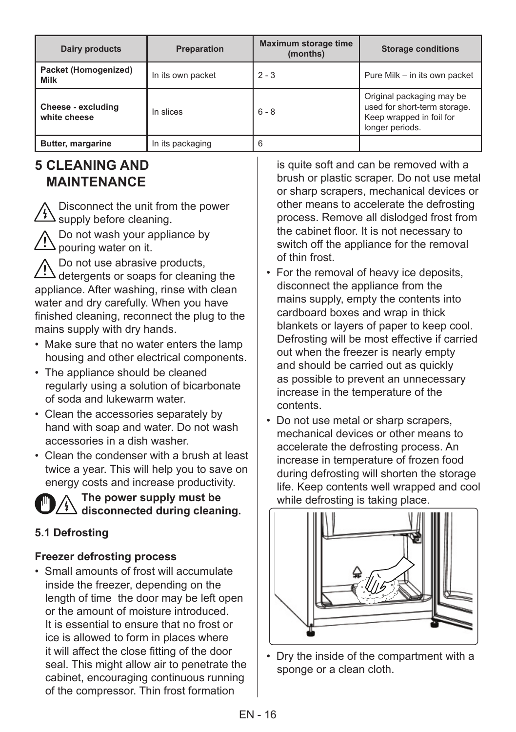| Dairy products | Preparation | Maximum storage time (months) | Storage conditions |
|---|---|---|---|
| **Packet (Homogenized) Milk** | In its own packet | 2 - 3 | Pure Milk – in its own packet |
| **Cheese - excluding white cheese** | In slices | 6 - 8 | Original packaging may be used for short-term storage. Keep wrapped in foil for longer periods. |
| **Butter, margarine** | In its packaging | 6 | |

# 5 CLEANING AND MAINTENANCE

Disconnect the unit from the power supply before cleaning.

Do not wash your appliance by pouring water on it.

Do not use abrasive products, detergents or soaps for cleaning the appliance. After washing, rinse with clean water and dry carefully. When you have finished cleaning, reconnect the plug to the mains supply with dry hands.

- Make sure that no water enters the lamp housing and other electrical components.
- The appliance should be cleaned regularly using a solution of bicarbonate of soda and lukewarm water.
- Clean the accessories separately by hand with soap and water. Do not wash accessories in a dish washer.
- Clean the condenser with a brush at least twice a year. This will help you to save on energy costs and increase productivity.

**The power supply must be disconnected during cleaning.**

## 5.1 Defrosting

### Freezer defrosting process

- Small amounts of frost will accumulate inside the freezer, depending on the length of time the door may be left open or the amount of moisture introduced. It is essential to ensure that no frost or ice is allowed to form in places where it will affect the close fitting of the door seal. This might allow air to penetrate the cabinet, encouraging continuous running of the compressor. Thin frost formation is quite soft and can be removed with a brush or plastic scraper. Do not use metal or sharp scrapers, mechanical devices or other means to accelerate the defrosting process. Remove all dislodged frost from the cabinet floor. It is not necessary to switch off the appliance for the removal of thin frost.
- For the removal of heavy ice deposits, disconnect the appliance from the mains supply, empty the contents into cardboard boxes and wrap in thick blankets or layers of paper to keep cool. Defrosting will be most effective if carried out when the freezer is nearly empty and should be carried out as quickly as possible to prevent an unnecessary increase in the temperature of the contents.
- Do not use metal or sharp scrapers, mechanical devices or other means to accelerate the defrosting process. An increase in temperature of frozen food during defrosting will shorten the storage life. Keep contents well wrapped and cool while defrosting is taking place.
- Dry the inside of the compartment with a sponge or a clean cloth.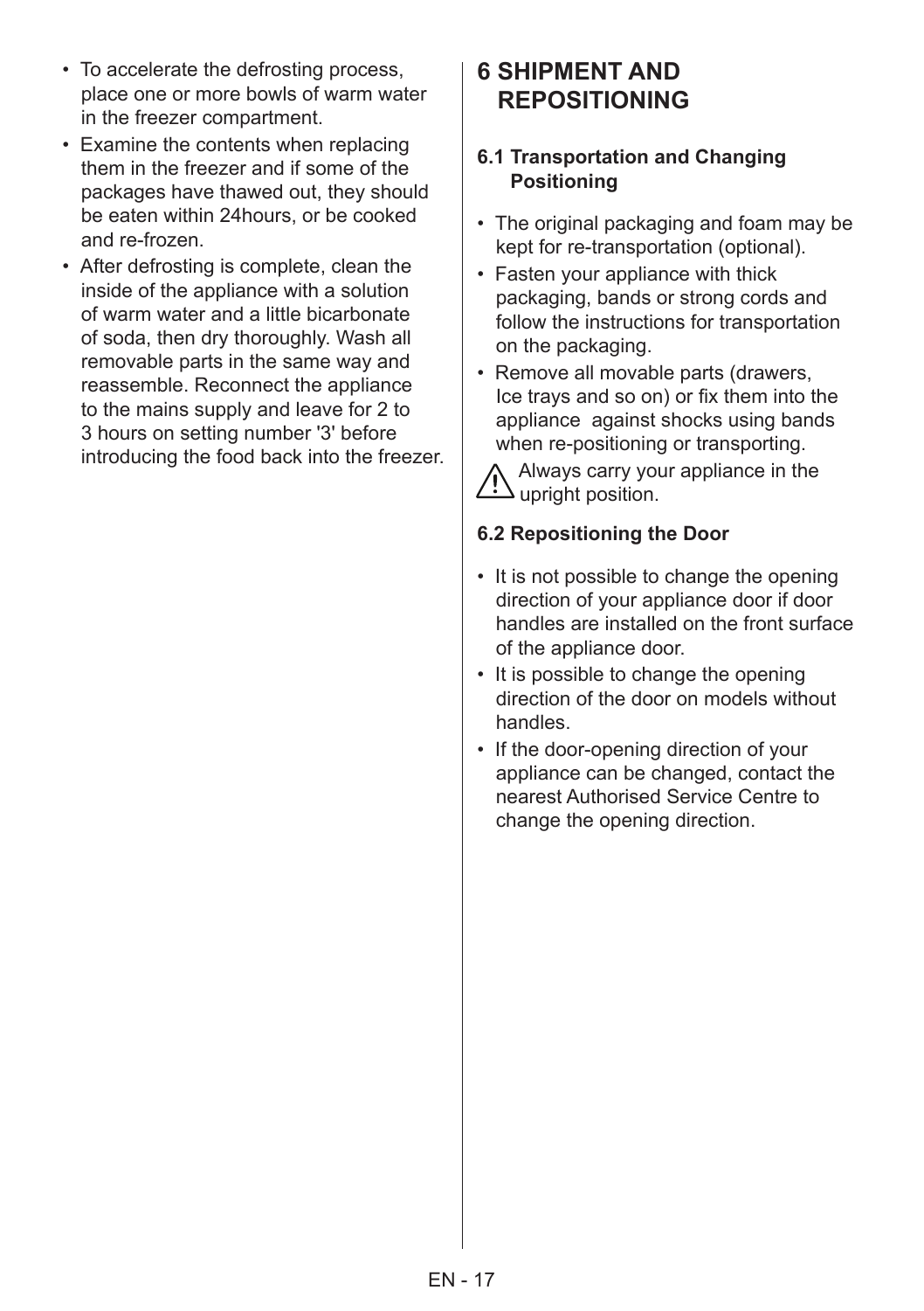- To accelerate the defrosting process, place one or more bowls of warm water in the freezer compartment.
- Examine the contents when replacing them in the freezer and if some of the packages have thawed out, they should be eaten within 24hours, or be cooked and re-frozen.
- After defrosting is complete, clean the inside of the appliance with a solution of warm water and a little bicarbonate of soda, then dry thoroughly. Wash all removable parts in the same way and reassemble. Reconnect the appliance to the mains supply and leave for 2 to 3 hours on setting number '3' before introducing the food back into the freezer.

# 6 SHIPMENT AND REPOSITIONING

## 6.1 Transportation and Changing Positioning

- The original packaging and foam may be kept for re-transportation (optional).
- Fasten your appliance with thick packaging, bands or strong cords and follow the instructions for transportation on the packaging.
- Remove all movable parts (drawers, Ice trays and so on) or fix them into the appliance against shocks using bands when re-positioning or transporting.

⚠ Always carry your appliance in the upright position.

## 6.2 Repositioning the Door

- It is not possible to change the opening direction of your appliance door if door handles are installed on the front surface of the appliance door.
- It is possible to change the opening direction of the door on models without handles.
- If the door-opening direction of your appliance can be changed, contact the nearest Authorised Service Centre to change the opening direction.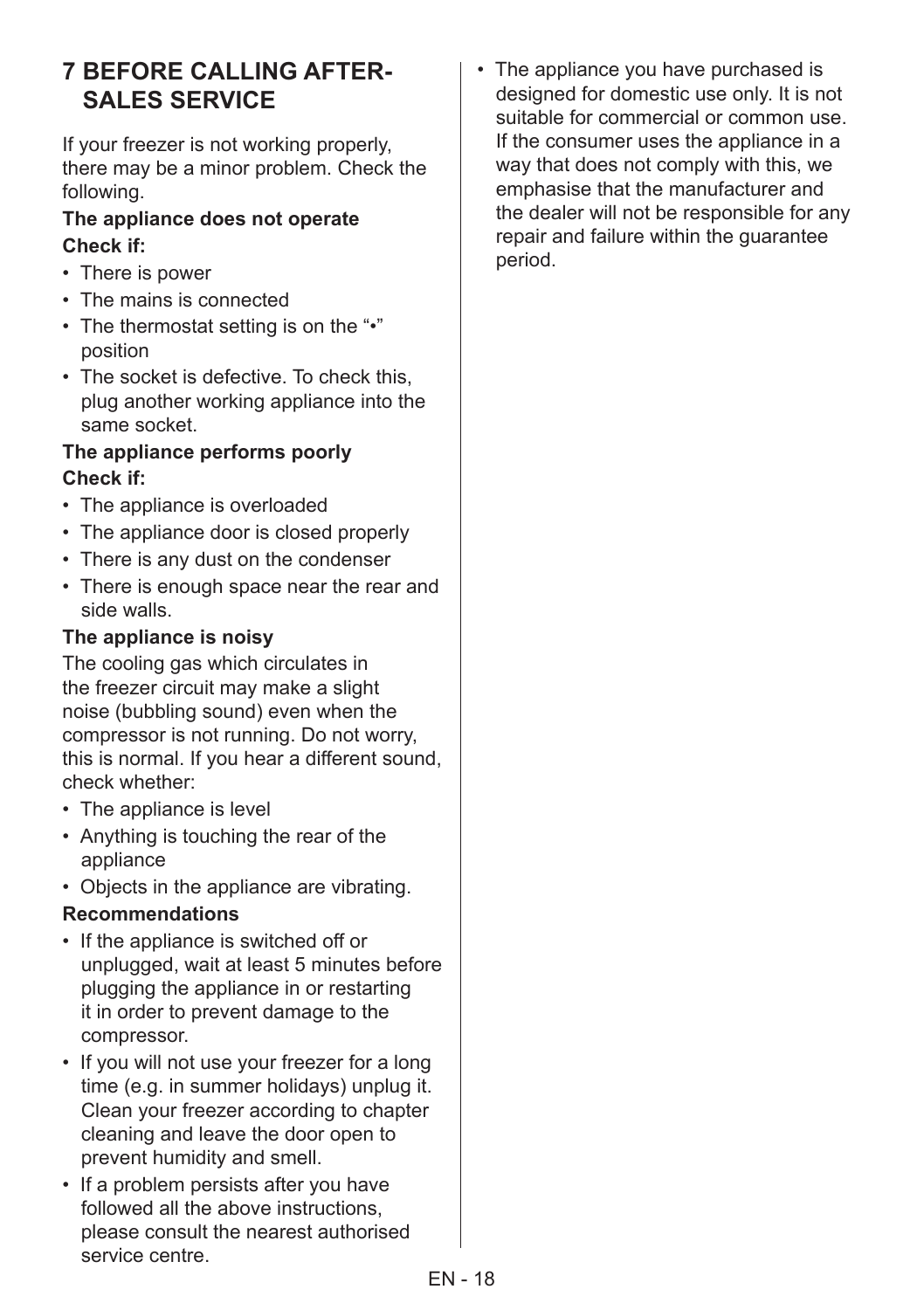# 7 BEFORE CALLING AFTER-SALES SERVICE

If your freezer is not working properly, there may be a minor problem. Check the following.

**The appliance does not operate**

**Check if:**

- There is power
- The mains is connected
- The thermostat setting is on the "•" position
- The socket is defective. To check this, plug another working appliance into the same socket.

**The appliance performs poorly**

**Check if:**

- The appliance is overloaded
- The appliance door is closed properly
- There is any dust on the condenser
- There is enough space near the rear and side walls.

**The appliance is noisy**

The cooling gas which circulates in the freezer circuit may make a slight noise (bubbling sound) even when the compressor is not running. Do not worry, this is normal. If you hear a different sound, check whether:

- The appliance is level
- Anything is touching the rear of the appliance
- Objects in the appliance are vibrating.

**Recommendations**

- If the appliance is switched off or unplugged, wait at least 5 minutes before plugging the appliance in or restarting it in order to prevent damage to the compressor.
- If you will not use your freezer for a long time (e.g. in summer holidays) unplug it. Clean your freezer according to chapter cleaning and leave the door open to prevent humidity and smell.
- If a problem persists after you have followed all the above instructions, please consult the nearest authorised service centre.
- The appliance you have purchased is designed for domestic use only. It is not suitable for commercial or common use. If the consumer uses the appliance in a way that does not comply with this, we emphasise that the manufacturer and the dealer will not be responsible for any repair and failure within the guarantee period.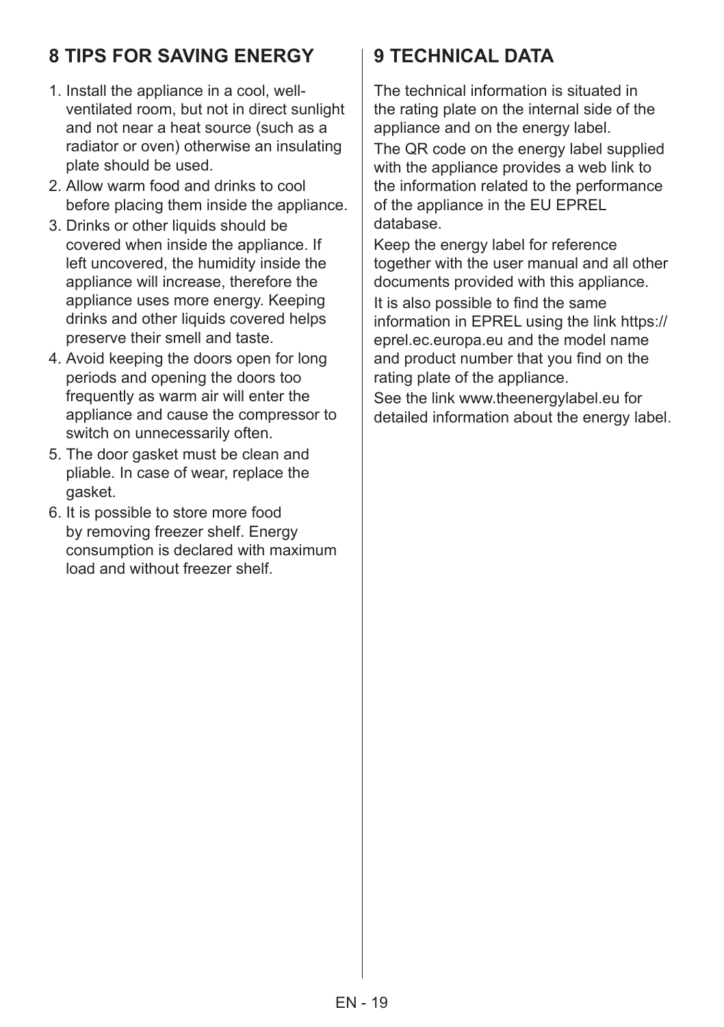## 8 TIPS FOR SAVING ENERGY

1. Install the appliance in a cool, well-ventilated room, but not in direct sunlight and not near a heat source (such as a radiator or oven) otherwise an insulating plate should be used.
2. Allow warm food and drinks to cool before placing them inside the appliance.
3. Drinks or other liquids should be covered when inside the appliance. If left uncovered, the humidity inside the appliance will increase, therefore the appliance uses more energy. Keeping drinks and other liquids covered helps preserve their smell and taste.
4. Avoid keeping the doors open for long periods and opening the doors too frequently as warm air will enter the appliance and cause the compressor to switch on unnecessarily often.
5. The door gasket must be clean and pliable. In case of wear, replace the gasket.
6. It is possible to store more food by removing freezer shelf. Energy consumption is declared with maximum load and without freezer shelf.

## 9 TECHNICAL DATA

The technical information is situated in the rating plate on the internal side of the appliance and on the energy label.

The QR code on the energy label supplied with the appliance provides a web link to the information related to the performance of the appliance in the EU EPREL database.

Keep the energy label for reference together with the user manual and all other documents provided with this appliance.

It is also possible to find the same information in EPREL using the link https://eprel.ec.europa.eu and the model name and product number that you find on the rating plate of the appliance.

See the link www.theenergylabel.eu for detailed information about the energy label.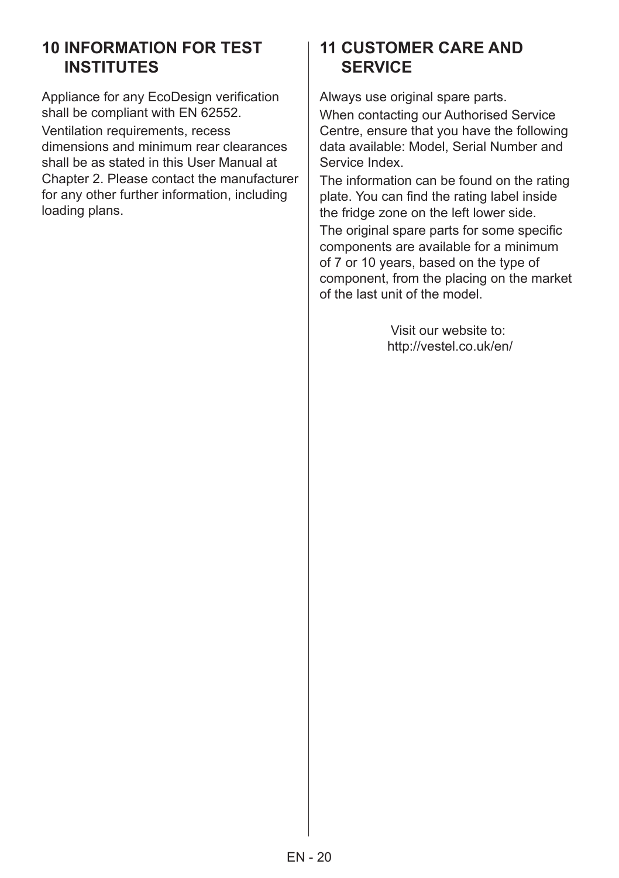## 10 INFORMATION FOR TEST INSTITUTES

Appliance for any EcoDesign verification shall be compliant with EN 62552.

Ventilation requirements, recess dimensions and minimum rear clearances shall be as stated in this User Manual at Chapter 2. Please contact the manufacturer for any other further information, including loading plans.

## 11 CUSTOMER CARE AND SERVICE

Always use original spare parts.

When contacting our Authorised Service Centre, ensure that you have the following data available: Model, Serial Number and Service Index.

The information can be found on the rating plate. You can find the rating label inside the fridge zone on the left lower side.

The original spare parts for some specific components are available for a minimum of 7 or 10 years, based on the type of component, from the placing on the market of the last unit of the model.

Visit our website to:
http://vestel.co.uk/en/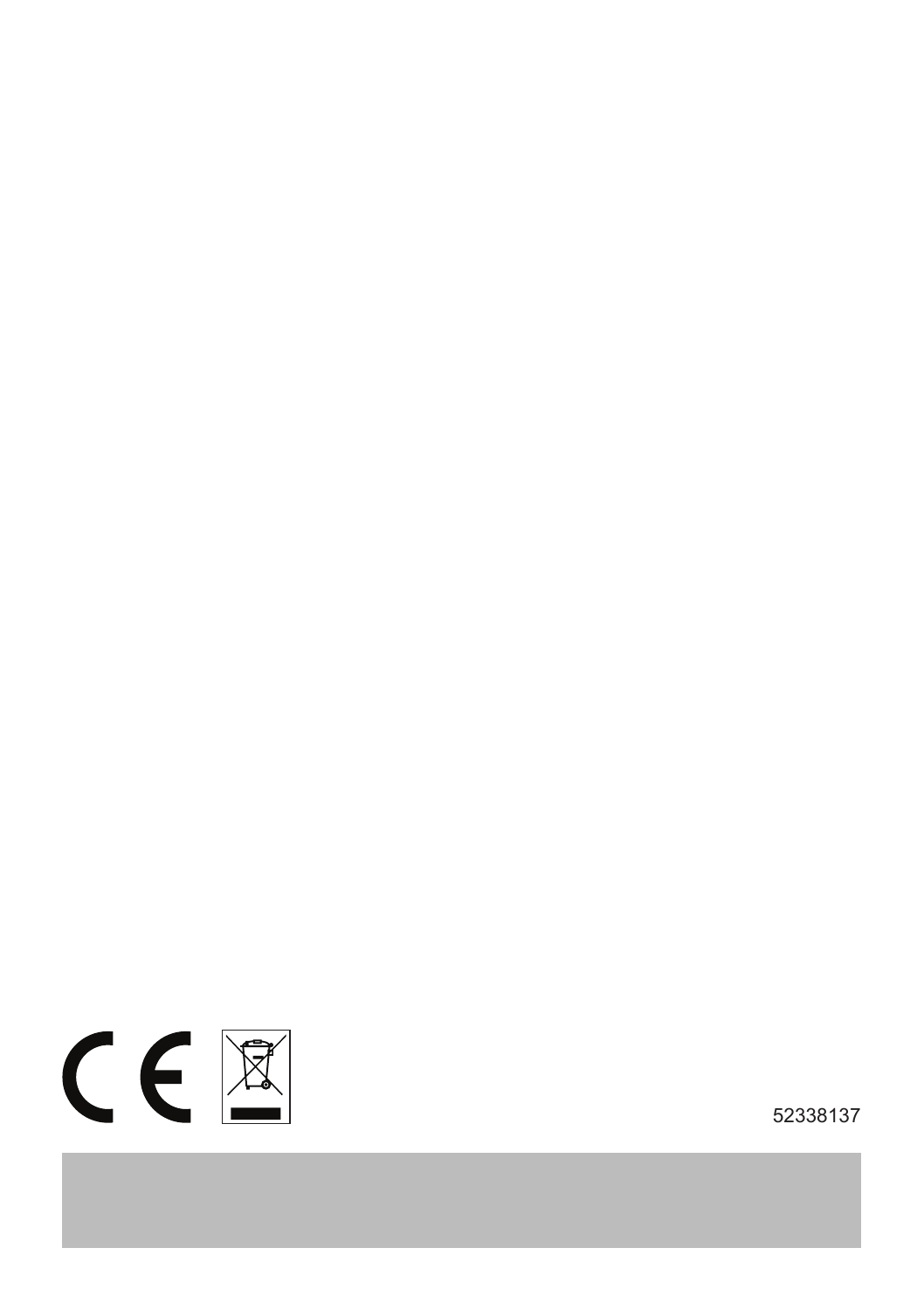52338137